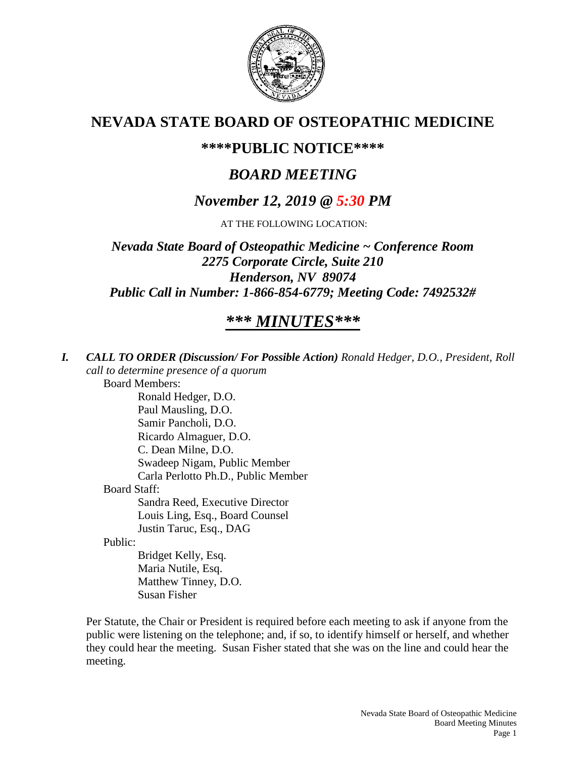# NEVADA STATE BOARD OF OSTEOPATHIC MEDICINE

## \*\*\*\*PUBLIC NOTICE\*\*\*\*

## *BOARD MEETING*

## *November 12, 2019 @ 5:30 PM*

AT THE FOLLOWING LOCATION:

***Nevada State Board of Osteopathic Medicine ~ Conference Room***
***2275 Corporate Circle, Suite 210***
***Henderson, NV 89074***
***Public Call in Number: 1-866-854-6779; Meeting Code: 7492532#***

## ***\*\*\* MINUTES\*\*\****

***I. CALL TO ORDER (Discussion/ For Possible Action)*** *Ronald Hedger, D.O., President, Roll call to determine presence of a quorum*

Board Members:
- Ronald Hedger, D.O.
- Paul Mausling, D.O.
- Samir Pancholi, D.O.
- Ricardo Almaguer, D.O.
- C. Dean Milne, D.O.
- Swadeep Nigam, Public Member
- Carla Perlotto Ph.D., Public Member

Board Staff:
- Sandra Reed, Executive Director
- Louis Ling, Esq., Board Counsel
- Justin Taruc, Esq., DAG

Public:
- Bridget Kelly, Esq.
- Maria Nutile, Esq.
- Matthew Tinney, D.O.
- Susan Fisher

Per Statute, the Chair or President is required before each meeting to ask if anyone from the public were listening on the telephone; and, if so, to identify himself or herself, and whether they could hear the meeting. Susan Fisher stated that she was on the line and could hear the meeting.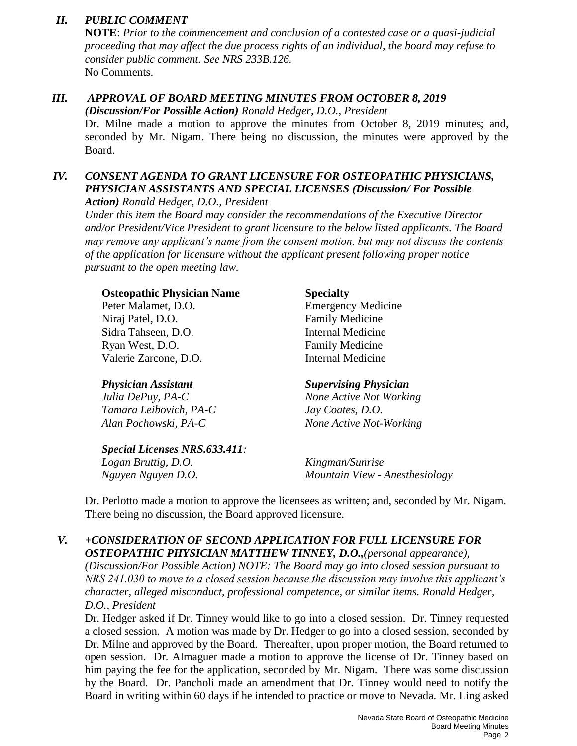## *II. PUBLIC COMMENT*

**NOTE**: *Prior to the commencement and conclusion of a contested case or a quasi-judicial proceeding that may affect the due process rights of an individual, the board may refuse to consider public comment. See NRS 233B.126.*
No Comments.

## *III. APPROVAL OF BOARD MEETING MINUTES FROM OCTOBER 8, 2019*

***(Discussion/For Possible Action)** Ronald Hedger, D.O., President*

Dr. Milne made a motion to approve the minutes from October 8, 2019 minutes; and, seconded by Mr. Nigam. There being no discussion, the minutes were approved by the Board.

## *IV. CONSENT AGENDA TO GRANT LICENSURE FOR OSTEOPATHIC PHYSICIANS, PHYSICIAN ASSISTANTS AND SPECIAL LICENSES (Discussion/ For Possible Action)* *Ronald Hedger, D.O., President*

*Under this item the Board may consider the recommendations of the Executive Director and/or President/Vice President to grant licensure to the below listed applicants. The Board may remove any applicant's name from the consent motion, but may not discuss the contents of the application for licensure without the applicant present following proper notice pursuant to the open meeting law.*

| **Osteopathic Physician Name** | **Specialty** |
|---|---|
| Peter Malamet, D.O. | Emergency Medicine |
| Niraj Patel, D.O. | Family Medicine |
| Sidra Tahseen, D.O. | Internal Medicine |
| Ryan West, D.O. | Family Medicine |
| Valerie Zarcone, D.O. | Internal Medicine |

| ***Physician Assistant*** | ***Supervising Physician*** |
|---|---|
| *Julia DePuy, PA-C* | *None Active Not Working* |
| *Tamara Leibovich, PA-C* | *Jay Coates, D.O.* |
| *Alan Pochowski, PA-C* | *None Active Not-Working* |

| ***Special Licenses NRS.633.411:*** | |
|---|---|
| *Logan Bruttig, D.O.* | *Kingman/Sunrise* |
| *Nguyen Nguyen D.O.* | *Mountain View - Anesthesiology* |

Dr. Perlotto made a motion to approve the licensees as written; and, seconded by Mr. Nigam. There being no discussion, the Board approved licensure.

## *V. +CONSIDERATION OF SECOND APPLICATION FOR FULL LICENSURE FOR OSTEOPATHIC PHYSICIAN MATTHEW TINNEY, D.O.,(personal appearance), (Discussion/For Possible Action) NOTE: The Board may go into closed session pursuant to NRS 241.030 to move to a closed session because the discussion may involve this applicant's character, alleged misconduct, professional competence, or similar items. Ronald Hedger, D.O., President*

Dr. Hedger asked if Dr. Tinney would like to go into a closed session. Dr. Tinney requested a closed session. A motion was made by Dr. Hedger to go into a closed session, seconded by Dr. Milne and approved by the Board. Thereafter, upon proper motion, the Board returned to open session. Dr. Almaguer made a motion to approve the license of Dr. Tinney based on him paying the fee for the application, seconded by Mr. Nigam. There was some discussion by the Board. Dr. Pancholi made an amendment that Dr. Tinney would need to notify the Board in writing within 60 days if he intended to practice or move to Nevada. Mr. Ling asked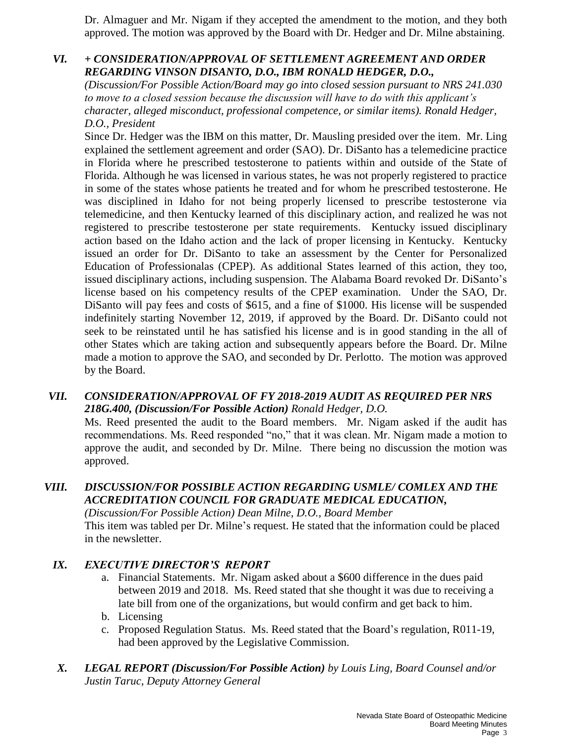Dr. Almaguer and Mr. Nigam if they accepted the amendment to the motion, and they both approved. The motion was approved by the Board with Dr. Hedger and Dr. Milne abstaining.

## VI. *+ CONSIDERATION/APPROVAL OF SETTLEMENT AGREEMENT AND ORDER REGARDING VINSON DISANTO, D.O., IBM RONALD HEDGER, D.O., (Discussion/For Possible Action/Board may go into closed session pursuant to NRS 241.030 to move to a closed session because the discussion will have to do with this applicant's character, alleged misconduct, professional competence, or similar items). Ronald Hedger, D.O., President*

Since Dr. Hedger was the IBM on this matter, Dr. Mausling presided over the item. Mr. Ling explained the settlement agreement and order (SAO). Dr. DiSanto has a telemedicine practice in Florida where he prescribed testosterone to patients within and outside of the State of Florida. Although he was licensed in various states, he was not properly registered to practice in some of the states whose patients he treated and for whom he prescribed testosterone. He was disciplined in Idaho for not being properly licensed to prescribe testosterone via telemedicine, and then Kentucky learned of this disciplinary action, and realized he was not registered to prescribe testosterone per state requirements. Kentucky issued disciplinary action based on the Idaho action and the lack of proper licensing in Kentucky. Kentucky issued an order for Dr. DiSanto to take an assessment by the Center for Personalized Education of Professionalas (CPEP). As additional States learned of this action, they too, issued disciplinary actions, including suspension. The Alabama Board revoked Dr. DiSanto's license based on his competency results of the CPEP examination. Under the SAO, Dr. DiSanto will pay fees and costs of $615, and a fine of $1000. His license will be suspended indefinitely starting November 12, 2019, if approved by the Board. Dr. DiSanto could not seek to be reinstated until he has satisfied his license and is in good standing in the all of other States which are taking action and subsequently appears before the Board. Dr. Milne made a motion to approve the SAO, and seconded by Dr. Perlotto. The motion was approved by the Board.

## VII. *CONSIDERATION/APPROVAL OF FY 2018-2019 AUDIT AS REQUIRED PER NRS 218G.400, (Discussion/For Possible Action) Ronald Hedger, D.O.*

Ms. Reed presented the audit to the Board members. Mr. Nigam asked if the audit has recommendations. Ms. Reed responded "no," that it was clean. Mr. Nigam made a motion to approve the audit, and seconded by Dr. Milne. There being no discussion the motion was approved.

## VIII. *DISCUSSION/FOR POSSIBLE ACTION REGARDING USMLE/ COMLEX AND THE ACCREDITATION COUNCIL FOR GRADUATE MEDICAL EDUCATION, (Discussion/For Possible Action) Dean Milne, D.O., Board Member*

This item was tabled per Dr. Milne's request. He stated that the information could be placed in the newsletter.

## IX. *EXECUTIVE DIRECTOR'S REPORT*

a. Financial Statements. Mr. Nigam asked about a $600 difference in the dues paid between 2019 and 2018. Ms. Reed stated that she thought it was due to receiving a late bill from one of the organizations, but would confirm and get back to him.
b. Licensing
c. Proposed Regulation Status. Ms. Reed stated that the Board's regulation, R011-19, had been approved by the Legislative Commission.

## X. *LEGAL REPORT (Discussion/For Possible Action) by Louis Ling, Board Counsel and/or Justin Taruc, Deputy Attorney General*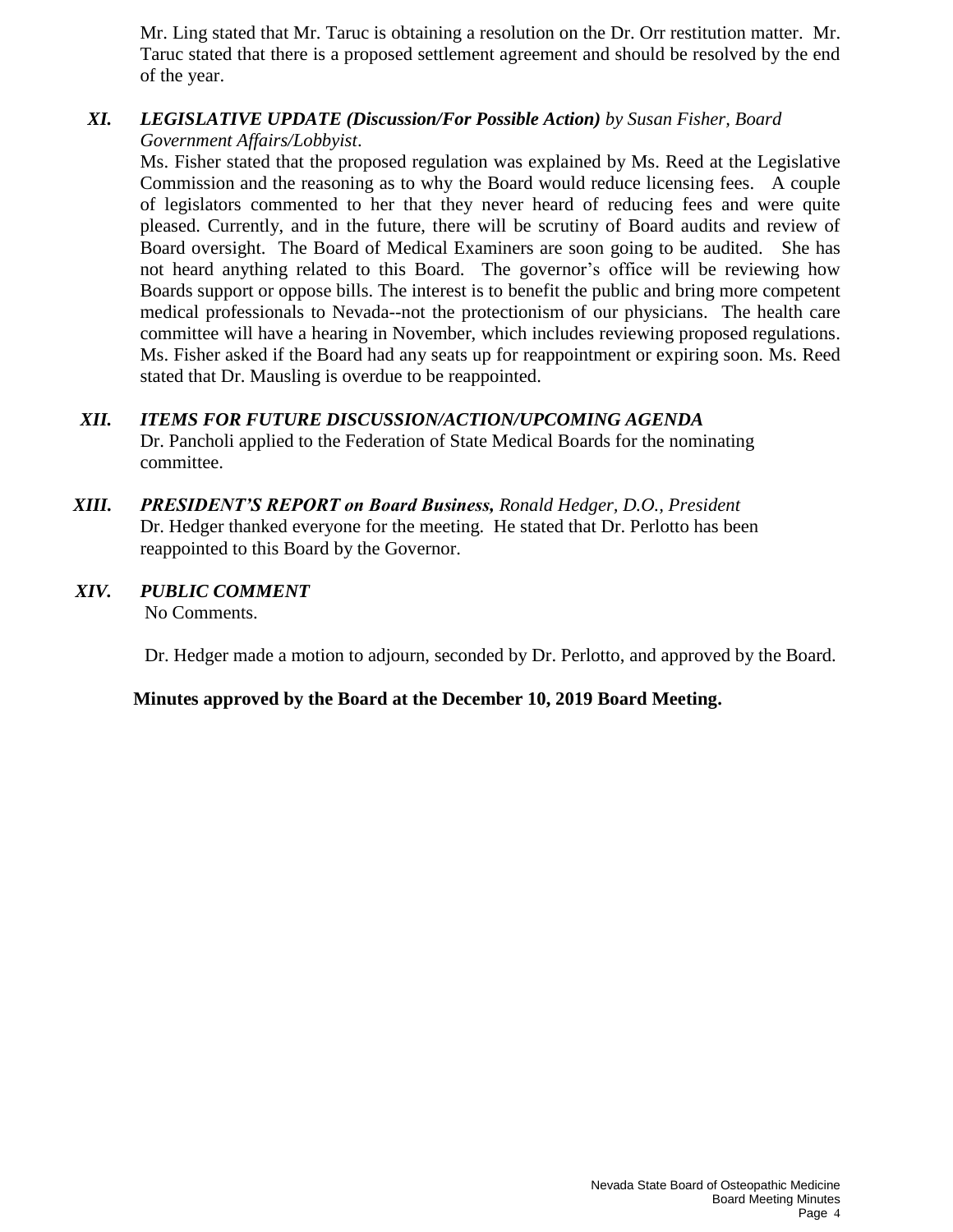Mr. Ling stated that Mr. Taruc is obtaining a resolution on the Dr. Orr restitution matter. Mr. Taruc stated that there is a proposed settlement agreement and should be resolved by the end of the year.

### XI. *LEGISLATIVE UPDATE (Discussion/For Possible Action) by Susan Fisher, Board Government Affairs/Lobbyist*.

Ms. Fisher stated that the proposed regulation was explained by Ms. Reed at the Legislative Commission and the reasoning as to why the Board would reduce licensing fees. A couple of legislators commented to her that they never heard of reducing fees and were quite pleased. Currently, and in the future, there will be scrutiny of Board audits and review of Board oversight. The Board of Medical Examiners are soon going to be audited. She has not heard anything related to this Board. The governor's office will be reviewing how Boards support or oppose bills. The interest is to benefit the public and bring more competent medical professionals to Nevada--not the protectionism of our physicians. The health care committee will have a hearing in November, which includes reviewing proposed regulations. Ms. Fisher asked if the Board had any seats up for reappointment or expiring soon. Ms. Reed stated that Dr. Mausling is overdue to be reappointed.

### XII. *ITEMS FOR FUTURE DISCUSSION/ACTION/UPCOMING AGENDA*

Dr. Pancholi applied to the Federation of State Medical Boards for the nominating committee.

### XIII. *PRESIDENT'S REPORT on Board Business, Ronald Hedger, D.O., President*

Dr. Hedger thanked everyone for the meeting. He stated that Dr. Perlotto has been reappointed to this Board by the Governor.

### XIV. *PUBLIC COMMENT*

No Comments.

Dr. Hedger made a motion to adjourn, seconded by Dr. Perlotto, and approved by the Board.

**Minutes approved by the Board at the December 10, 2019 Board Meeting.**